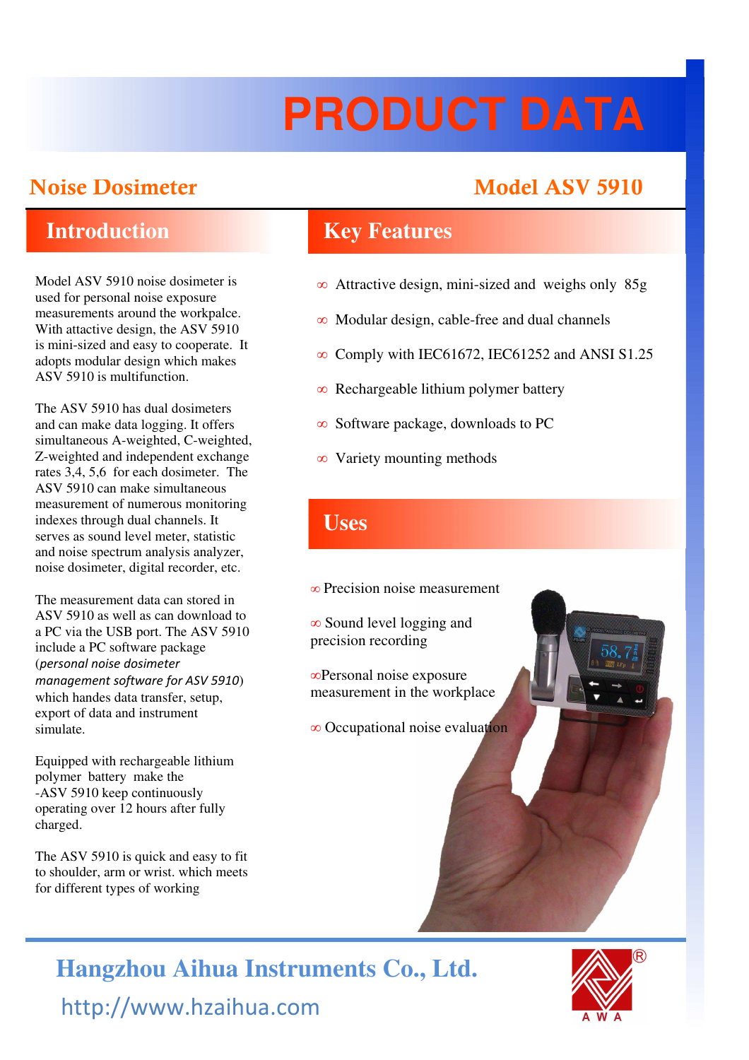# PRODUCT DATA

## Noise Dosimeter

## Model ASV 5910

## Introduction

Model ASV 5910 noise dosimeter is used for personal noise exposure measurements around the workpalce. With attactive design, the ASV 5910 is mini-sized and easy to cooperate. It adopts modular design which makes ASV 5910 is multifunction.

The ASV 5910 has dual dosimeters and can make data logging. It offers simultaneous A-weighted, C-weighted, Z-weighted and independent exchange rates 3,4, 5,6 for each dosimeter. The ASV 5910 can make simultaneous measurement of numerous monitoring indexes through dual channels. It serves as sound level meter, statistic and noise spectrum analysis analyzer, noise dosimeter, digital recorder, etc.

The measurement data can stored in ASV 5910 as well as can download to a PC via the USB port. The ASV 5910 include a PC software package (*personal noise dosimeter management software for ASV 5910*) which handes data transfer, setup, export of data and instrument simulate.

Equipped with rechargeable lithium polymer battery make the -ASV 5910 keep continuously operating over 12 hours after fully charged.

The ASV 5910 is quick and easy to fit to shoulder, arm or wrist. which meets for different types of working

## Key Features

- ∞ Attractive design, mini-sized and weighs only 85g
- ∞ Modular design, cable-free and dual channels
- ∞ Comply with IEC61672, IEC61252 and ANSI S1.25
- ∞ Rechargeable lithium polymer battery
- ∞ Software package, downloads to PC
- ∞ Variety mounting methods

## Uses

- ∞ Precision noise measurement
- ∞ Sound level logging and precision recording
- ∞ Personal noise exposure measurement in the workplace
- ∞ Occupational noise evaluation

**Hangzhou Aihua Instruments Co., Ltd.**

http://www.hzaihua.com

AWA®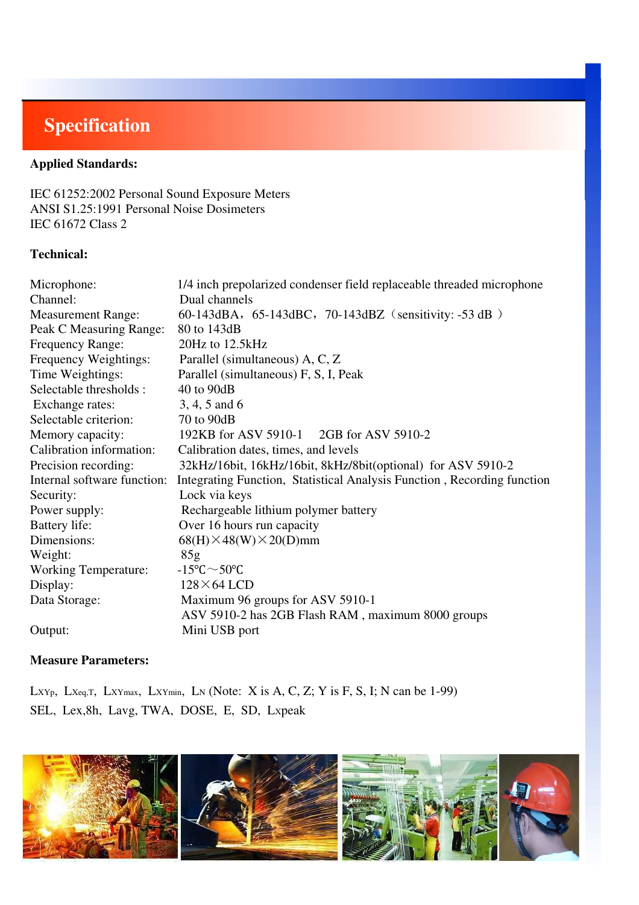# Specification

**Applied Standards:**

IEC 61252:2002 Personal Sound Exposure Meters
ANSI S1.25:1991 Personal Noise Dosimeters
IEC 61672 Class 2

**Technical:**

| | |
|---|---|
| Microphone: | 1/4 inch prepolarized condenser field replaceable threaded microphone |
| Channel: | Dual channels |
| Measurement Range: | 60-143dBA，65-143dBC，70-143dBZ（sensitivity: -53 dB ） |
| Peak C Measuring Range: | 80 to 143dB |
| Frequency Range: | 20Hz to 12.5kHz |
| Frequency Weightings: | Parallel (simultaneous) A, C, Z |
| Time Weightings: | Parallel (simultaneous) F, S, I, Peak |
| Selectable thresholds : | 40 to 90dB |
| Exchange rates: | 3, 4, 5 and 6 |
| Selectable criterion: | 70 to 90dB |
| Memory capacity: | 192KB for ASV 5910-1   2GB for ASV 5910-2 |
| Calibration information: | Calibration dates, times, and levels |
| Precision recording: | 32kHz/16bit, 16kHz/16bit, 8kHz/8bit(optional) for ASV 5910-2 |
| Internal software function: | Integrating Function, Statistical Analysis Function , Recording function |
| Security: | Lock via keys |
| Power supply: | Rechargeable lithium polymer battery |
| Battery life: | Over 16 hours run capacity |
| Dimensions: | 68(H)×48(W)×20(D)mm |
| Weight: | 85g |
| Working Temperature: | -15℃～50℃ |
| Display: | 128×64 LCD |
| Data Storage: | Maximum 96 groups for ASV 5910-1<br>ASV 5910-2 has 2GB Flash RAM , maximum 8000 groups |
| Output: | Mini USB port |

**Measure Parameters:**

$L_{XYp}$, $L_{Xeq,T}$, $L_{XYmax}$, $L_{XYmin}$, $L_N$ (Note: X is A, C, Z; Y is F, S, I; N can be 1-99)
SEL, Lex,8h, Lavg, TWA, DOSE, E, SD, Lxpeak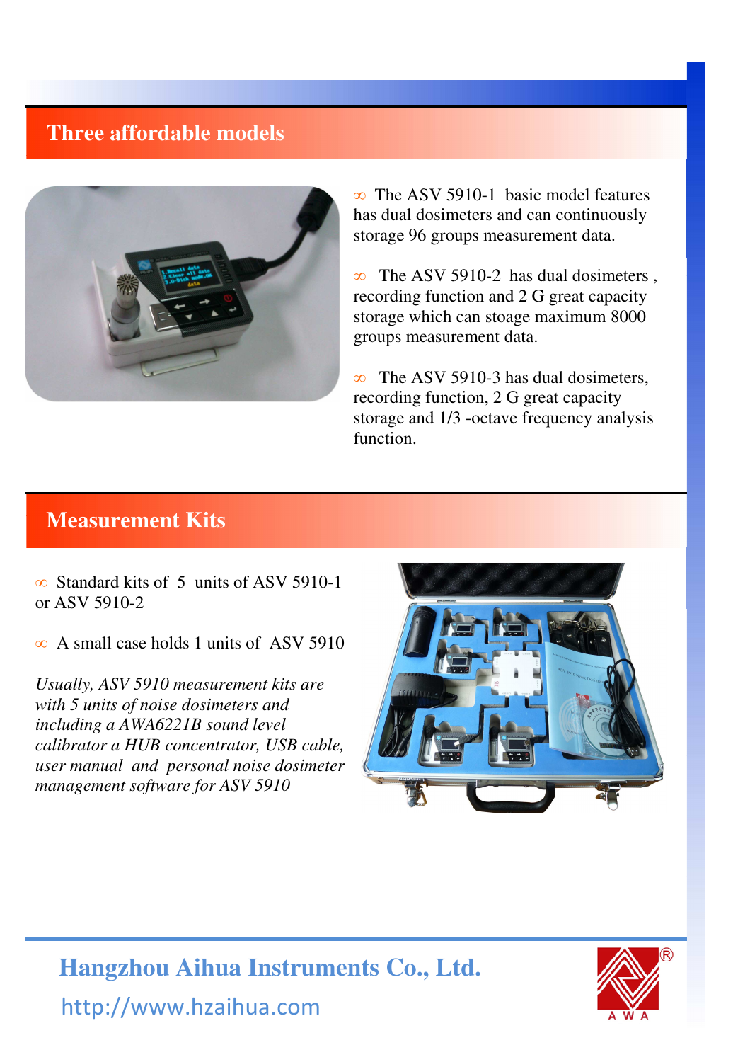## Three affordable models

∞ The ASV 5910-1 basic model features has dual dosimeters and can continuously storage 96 groups measurement data.

∞ The ASV 5910-2 has dual dosimeters , recording function and 2 G great capacity storage which can stoage maximum 8000 groups measurement data.

∞ The ASV 5910-3 has dual dosimeters, recording function, 2 G great capacity storage and 1/3 -octave frequency analysis function.

## Measurement Kits

∞ Standard kits of 5 units of ASV 5910-1 or ASV 5910-2

∞ A small case holds 1 units of ASV 5910

*Usually, ASV 5910 measurement kits are with 5 units of noise dosimeters and including a AWA6221B sound level calibrator a HUB concentrator, USB cable, user manual and personal noise dosimeter management software for ASV 5910*

**Hangzhou Aihua Instruments Co., Ltd.**

http://www.hzaihua.com